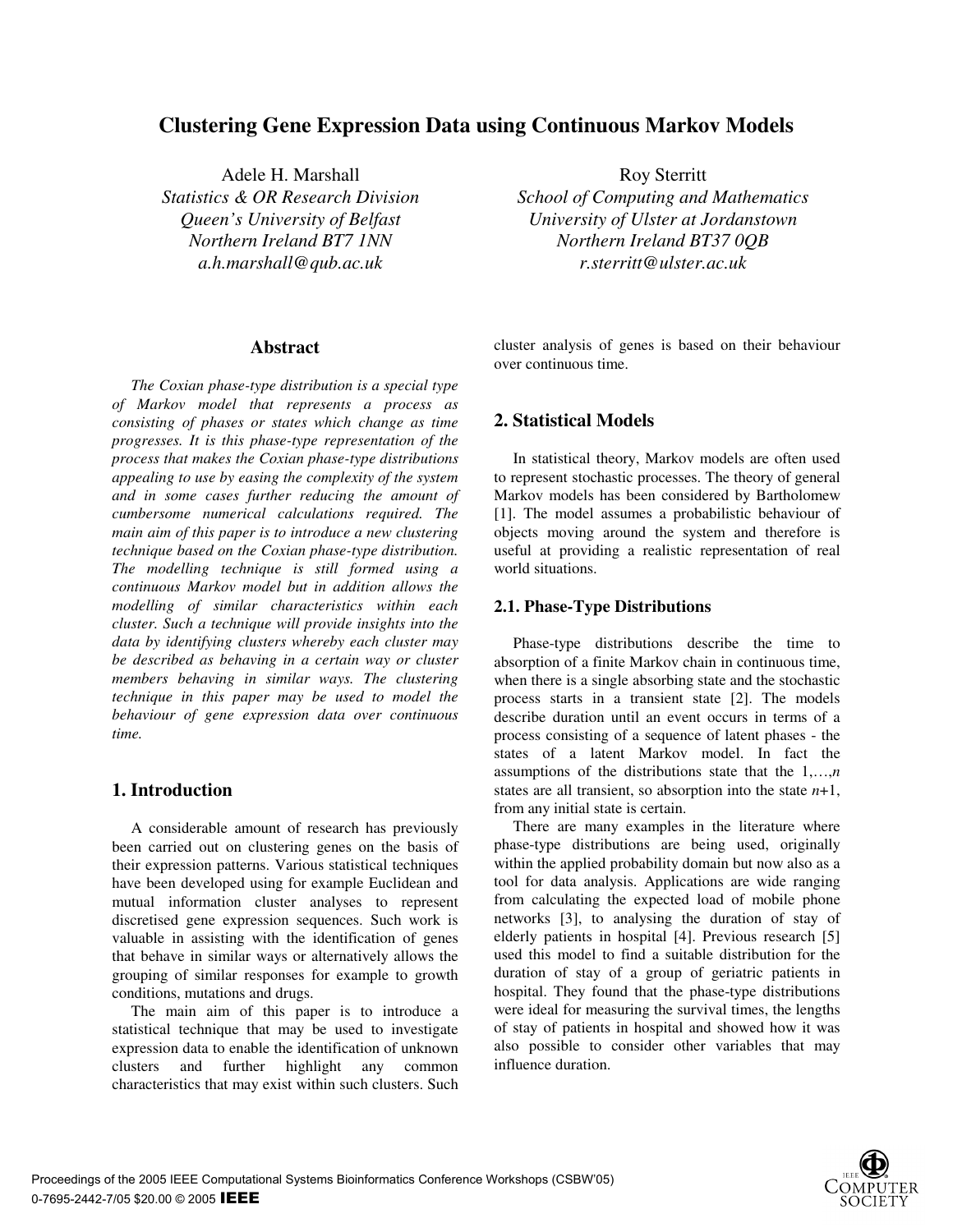# Clustering Gene Expression Data using Continuous Markov Models

Adele H. Marshall
*Statistics & OR Research Division*
*Queen's University of Belfast*
*Northern Ireland BT7 1NN*
*a.h.marshall@qub.ac.uk*

Roy Sterritt
*School of Computing and Mathematics*
*University of Ulster at Jordanstown*
*Northern Ireland BT37 0QB*
*r.sterritt@ulster.ac.uk*

## Abstract

*The Coxian phase-type distribution is a special type of Markov model that represents a process as consisting of phases or states which change as time progresses. It is this phase-type representation of the process that makes the Coxian phase-type distributions appealing to use by easing the complexity of the system and in some cases further reducing the amount of cumbersome numerical calculations required. The main aim of this paper is to introduce a new clustering technique based on the Coxian phase-type distribution. The modelling technique is still formed using a continuous Markov model but in addition allows the modelling of similar characteristics within each cluster. Such a technique will provide insights into the data by identifying clusters whereby each cluster may be described as behaving in a certain way or cluster members behaving in similar ways. The clustering technique in this paper may be used to model the behaviour of gene expression data over continuous time.*

## 1. Introduction

A considerable amount of research has previously been carried out on clustering genes on the basis of their expression patterns. Various statistical techniques have been developed using for example Euclidean and mutual information cluster analyses to represent discretised gene expression sequences. Such work is valuable in assisting with the identification of genes that behave in similar ways or alternatively allows the grouping of similar responses for example to growth conditions, mutations and drugs.

The main aim of this paper is to introduce a statistical technique that may be used to investigate expression data to enable the identification of unknown clusters and further highlight any common characteristics that may exist within such clusters. Such cluster analysis of genes is based on their behaviour over continuous time.

## 2. Statistical Models

In statistical theory, Markov models are often used to represent stochastic processes. The theory of general Markov models has been considered by Bartholomew [1]. The model assumes a probabilistic behaviour of objects moving around the system and therefore is useful at providing a realistic representation of real world situations.

### 2.1. Phase-Type Distributions

Phase-type distributions describe the time to absorption of a finite Markov chain in continuous time, when there is a single absorbing state and the stochastic process starts in a transient state [2]. The models describe duration until an event occurs in terms of a process consisting of a sequence of latent phases - the states of a latent Markov model. In fact the assumptions of the distributions state that the $1,\ldots,n$ states are all transient, so absorption into the state $n+1$, from any initial state is certain.

There are many examples in the literature where phase-type distributions are being used, originally within the applied probability domain but now also as a tool for data analysis. Applications are wide ranging from calculating the expected load of mobile phone networks [3], to analysing the duration of stay of elderly patients in hospital [4]. Previous research [5] used this model to find a suitable distribution for the duration of stay of a group of geriatric patients in hospital. They found that the phase-type distributions were ideal for measuring the survival times, the lengths of stay of patients in hospital and showed how it was also possible to consider other variables that may influence duration.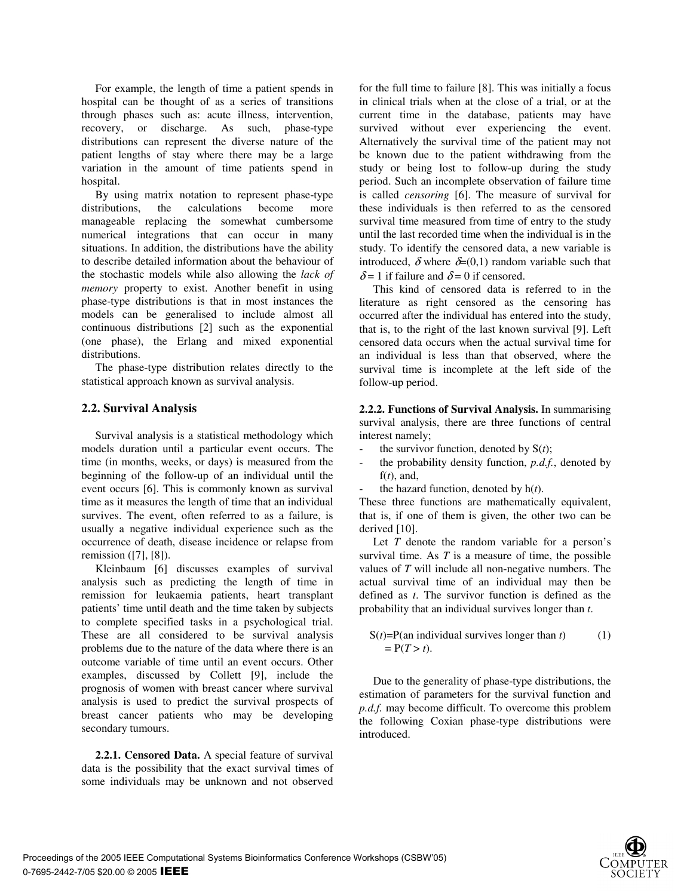For example, the length of time a patient spends in hospital can be thought of as a series of transitions through phases such as: acute illness, intervention, recovery, or discharge. As such, phase-type distributions can represent the diverse nature of the patient lengths of stay where there may be a large variation in the amount of time patients spend in hospital.

By using matrix notation to represent phase-type distributions, the calculations become more manageable replacing the somewhat cumbersome numerical integrations that can occur in many situations. In addition, the distributions have the ability to describe detailed information about the behaviour of the stochastic models while also allowing the *lack of memory* property to exist. Another benefit in using phase-type distributions is that in most instances the models can be generalised to include almost all continuous distributions [2] such as the exponential (one phase), the Erlang and mixed exponential distributions.

The phase-type distribution relates directly to the statistical approach known as survival analysis.

## 2.2. Survival Analysis

Survival analysis is a statistical methodology which models duration until a particular event occurs. The time (in months, weeks, or days) is measured from the beginning of the follow-up of an individual until the event occurs [6]. This is commonly known as survival time as it measures the length of time that an individual survives. The event, often referred to as a failure, is usually a negative individual experience such as the occurrence of death, disease incidence or relapse from remission ([7], [8]).

Kleinbaum [6] discusses examples of survival analysis such as predicting the length of time in remission for leukaemia patients, heart transplant patients' time until death and the time taken by subjects to complete specified tasks in a psychological trial. These are all considered to be survival analysis problems due to the nature of the data where there is an outcome variable of time until an event occurs. Other examples, discussed by Collett [9], include the prognosis of women with breast cancer where survival analysis is used to predict the survival prospects of breast cancer patients who may be developing secondary tumours.

**2.2.1. Censored Data.** A special feature of survival data is the possibility that the exact survival times of some individuals may be unknown and not observed for the full time to failure [8]. This was initially a focus in clinical trials when at the close of a trial, or at the current time in the database, patients may have survived without ever experiencing the event. Alternatively the survival time of the patient may not be known due to the patient withdrawing from the study or being lost to follow-up during the study period. Such an incomplete observation of failure time is called *censoring* [6]. The measure of survival for these individuals is then referred to as the censored survival time measured from time of entry to the study until the last recorded time when the individual is in the study. To identify the censored data, a new variable is introduced, $\delta$ where $\delta$=(0,1) random variable such that $\delta = 1$ if failure and $\delta = 0$ if censored.

This kind of censored data is referred to in the literature as right censored as the censoring has occurred after the individual has entered into the study, that is, to the right of the last known survival [9]. Left censored data occurs when the actual survival time for an individual is less than that observed, where the survival time is incomplete at the left side of the follow-up period.

**2.2.2. Functions of Survival Analysis.** In summarising survival analysis, there are three functions of central interest namely;

- the survivor function, denoted by S($t$);
- the probability density function, *p.d.f.*, denoted by f($t$), and,
- the hazard function, denoted by h($t$).

These three functions are mathematically equivalent, that is, if one of them is given, the other two can be derived [10].

Let $T$ denote the random variable for a person's survival time. As $T$ is a measure of time, the possible values of $T$ will include all non-negative numbers. The actual survival time of an individual may then be defined as $t$. The survivor function is defined as the probability that an individual survives longer than $t$.

$$
\begin{aligned}
S(t) &= P(\text{an individual survives longer than } t) \\
&= P(T > t).
\end{aligned}
\tag{1}
$$

Due to the generality of phase-type distributions, the estimation of parameters for the survival function and *p.d.f.* may become difficult. To overcome this problem the following Coxian phase-type distributions were introduced.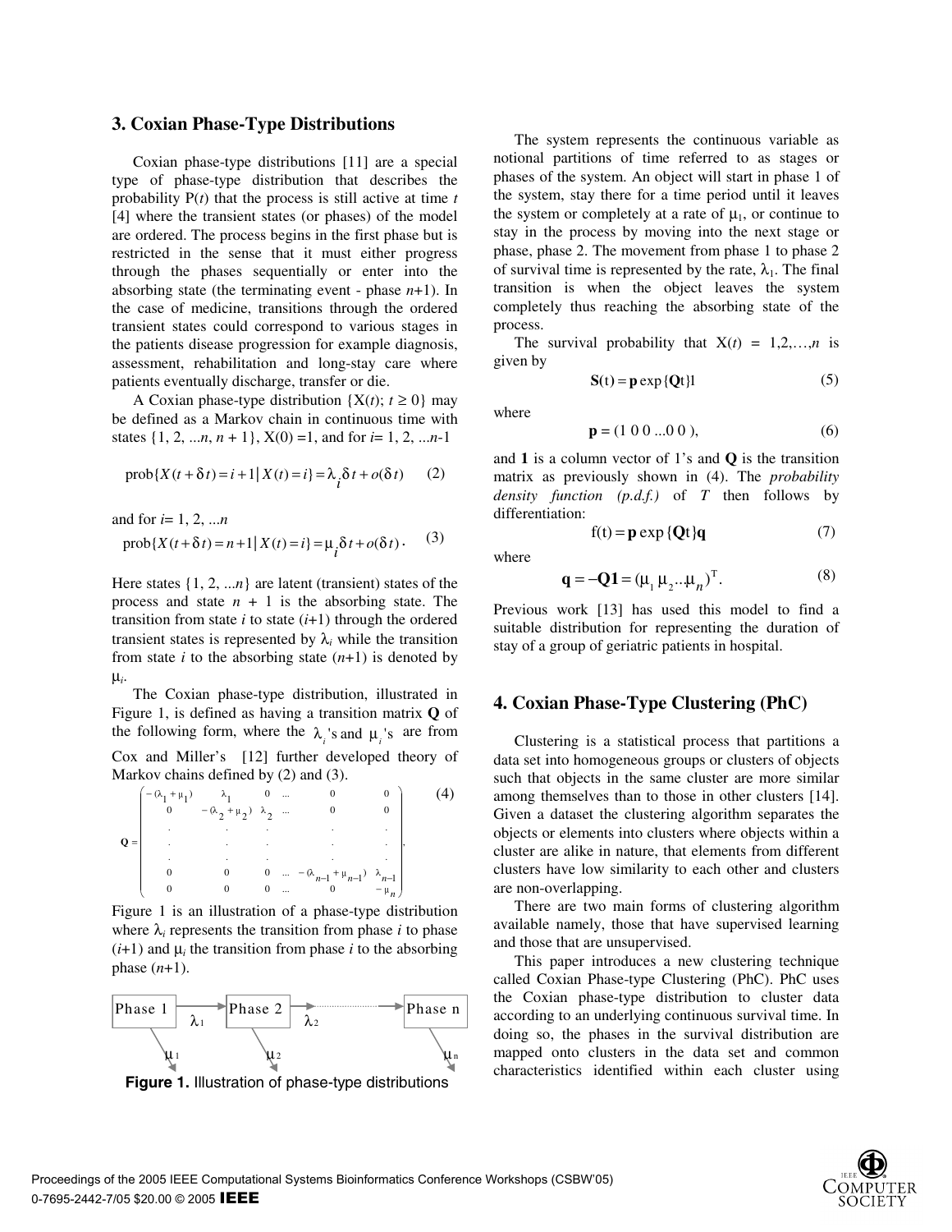## 3. Coxian Phase-Type Distributions

Coxian phase-type distributions [11] are a special type of phase-type distribution that describes the probability $P(t)$ that the process is still active at time $t$ [4] where the transient states (or phases) of the model are ordered. The process begins in the first phase but is restricted in the sense that it must either progress through the phases sequentially or enter into the absorbing state (the terminating event - phase $n$+1). In the case of medicine, transitions through the ordered transient states could correspond to various stages in the patients disease progression for example diagnosis, assessment, rehabilitation and long-stay care where patients eventually discharge, transfer or die.

A Coxian phase-type distribution $\{X(t); t \geq 0\}$ may be defined as a Markov chain in continuous time with states $\{1, 2, ...n, n + 1\}$, $X(0) = 1$, and for $i = 1, 2, ...n-1$

$$\text{prob}\{X(t+\delta t) = i+1 \mid X(t) = i\} = \lambda_i \delta t + o(\delta t) \quad (2)$$

and for $i = 1, 2, ...n$

$$\text{prob}\{X(t+\delta t) = n+1 \mid X(t) = i\} = \mu_i \delta t + o(\delta t). \quad (3)$$

Here states $\{1, 2, ...n\}$ are latent (transient) states of the process and state $n + 1$ is the absorbing state. The transition from state $i$ to state $(i+1)$ through the ordered transient states is represented by $\lambda_i$ while the transition from state $i$ to the absorbing state $(n+1)$ is denoted by $\mu_i$.

The Coxian phase-type distribution, illustrated in Figure 1, is defined as having a transition matrix **Q** of the following form, where the $\lambda_i$'s and $\mu_i$'s are from Cox and Miller's [12] further developed theory of Markov chains defined by (2) and (3).

$$\mathbf{Q} = \begin{pmatrix} -(\lambda_1+\mu_1) & \lambda_1 & 0 & \dots & 0 & 0 \\ 0 & -(\lambda_2+\mu_2) & \lambda_2 & \dots & 0 & 0 \\ . & . & . & & . & . \\ . & . & . & & . & . \\ . & . & . & & . & . \\ 0 & 0 & 0 & \dots & -(\lambda_{n-1}+\mu_{n-1}) & \lambda_{n-1} \\ 0 & 0 & 0 & \dots & 0 & -\mu_n \end{pmatrix}, \quad (4)$$

Figure 1 is an illustration of a phase-type distribution where $\lambda_i$ represents the transition from phase $i$ to phase $(i+1)$ and $\mu_i$ the transition from phase $i$ to the absorbing phase $(n+1)$.

**Figure 1.** Illustration of phase-type distributions

The system represents the continuous variable as notional partitions of time referred to as stages or phases of the system. An object will start in phase 1 of the system, stay there for a time period until it leaves the system or completely at a rate of $\mu_1$, or continue to stay in the process by moving into the next stage or phase, phase 2. The movement from phase 1 to phase 2 of survival time is represented by the rate, $\lambda_1$. The final transition is when the object leaves the system completely thus reaching the absorbing state of the process.

The survival probability that $X(t) = 1,2,\ldots,n$ is given by

$$\mathbf{S}(t) = \mathbf{p}\exp\{\mathbf{Q}t\}\mathbf{1} \quad (5)$$

where

$$\mathbf{p} = (1\ 0\ 0\ ...0\ 0), \quad (6)$$

and **1** is a column vector of 1's and **Q** is the transition matrix as previously shown in (4). The *probability density function (p.d.f.)* of $T$ then follows by differentiation:

$$f(t) = \mathbf{p}\exp\{\mathbf{Q}t\}\mathbf{q} \quad (7)$$

where

$$\mathbf{q} = -\mathbf{Q}\mathbf{1} = (\mu_1\ \mu_2 .. \mu_n)^T. \quad (8)$$

Previous work [13] has used this model to find a suitable distribution for representing the duration of stay of a group of geriatric patients in hospital.

## 4. Coxian Phase-Type Clustering (PhC)

Clustering is a statistical process that partitions a data set into homogeneous groups or clusters of objects such that objects in the same cluster are more similar among themselves than to those in other clusters [14]. Given a dataset the clustering algorithm separates the objects or elements into clusters where objects within a cluster are alike in nature, that elements from different clusters have low similarity to each other and clusters are non-overlapping.

There are two main forms of clustering algorithm available namely, those that have supervised learning and those that are unsupervised.

This paper introduces a new clustering technique called Coxian Phase-type Clustering (PhC). PhC uses the Coxian phase-type distribution to cluster data according to an underlying continuous survival time. In doing so, the phases in the survival distribution are mapped onto clusters in the data set and common characteristics identified within each cluster using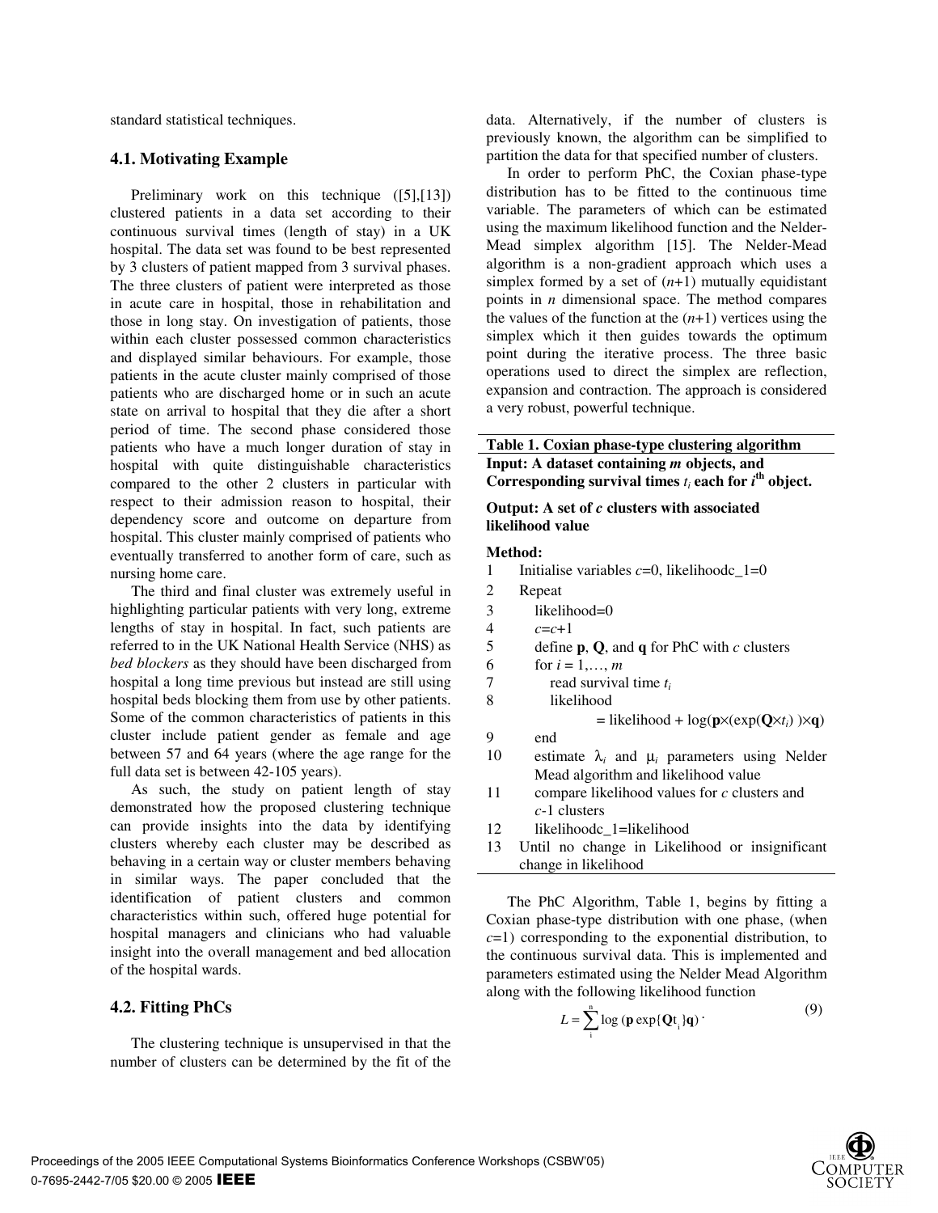standard statistical techniques.

### 4.1. Motivating Example

Preliminary work on this technique ([5],[13]) clustered patients in a data set according to their continuous survival times (length of stay) in a UK hospital. The data set was found to be best represented by 3 clusters of patient mapped from 3 survival phases. The three clusters of patient were interpreted as those in acute care in hospital, those in rehabilitation and those in long stay. On investigation of patients, those within each cluster possessed common characteristics and displayed similar behaviours. For example, those patients in the acute cluster mainly comprised of those patients who are discharged home or in such an acute state on arrival to hospital that they die after a short period of time. The second phase considered those patients who have a much longer duration of stay in hospital with quite distinguishable characteristics compared to the other 2 clusters in particular with respect to their admission reason to hospital, their dependency score and outcome on departure from hospital. This cluster mainly comprised of patients who eventually transferred to another form of care, such as nursing home care.

The third and final cluster was extremely useful in highlighting particular patients with very long, extreme lengths of stay in hospital. In fact, such patients are referred to in the UK National Health Service (NHS) as *bed blockers* as they should have been discharged from hospital a long time previous but instead are still using hospital beds blocking them from use by other patients. Some of the common characteristics of patients in this cluster include patient gender as female and age between 57 and 64 years (where the age range for the full data set is between 42-105 years).

As such, the study on patient length of stay demonstrated how the proposed clustering technique can provide insights into the data by identifying clusters whereby each cluster may be described as behaving in a certain way or cluster members behaving in similar ways. The paper concluded that the identification of patient clusters and common characteristics within such, offered huge potential for hospital managers and clinicians who had valuable insight into the overall management and bed allocation of the hospital wards.

### 4.2. Fitting PhCs

The clustering technique is unsupervised in that the number of clusters can be determined by the fit of the data. Alternatively, if the number of clusters is previously known, the algorithm can be simplified to partition the data for that specified number of clusters.

In order to perform PhC, the Coxian phase-type distribution has to be fitted to the continuous time variable. The parameters of which can be estimated using the maximum likelihood function and the Nelder-Mead simplex algorithm [15]. The Nelder-Mead algorithm is a non-gradient approach which uses a simplex formed by a set of $(n+1)$ mutually equidistant points in $n$ dimensional space. The method compares the values of the function at the $(n+1)$ vertices using the simplex which it then guides towards the optimum point during the iterative process. The three basic operations used to direct the simplex are reflection, expansion and contraction. The approach is considered a very robust, powerful technique.

**Table 1. Coxian phase-type clustering algorithm**

**Input: A dataset containing $m$ objects, and Corresponding survival times $t_i$ each for $i^{th}$ object.**

**Output: A set of $c$ clusters with associated likelihood value**

**Method:**

1. Initialise variables $c$=0, likelihoodc_1=0
2. Repeat
3. likelihood=0
4. $c=c+1$
5. define **p**, **Q**, and **q** for PhC with $c$ clusters
6. for $i = 1,\ldots, m$
7. read survival time $t_i$
8. likelihood = likelihood + log(**p**×(exp(**Q**×$t_i$) )×**q**)
9. end
10. estimate $\lambda_i$ and $\mu_i$ parameters using Nelder Mead algorithm and likelihood value
11. compare likelihood values for $c$ clusters and $c$-1 clusters
12. likelihoodc_1=likelihood
13. Until no change in Likelihood or insignificant change in likelihood

The PhC Algorithm, Table 1, begins by fitting a Coxian phase-type distribution with one phase, (when $c$=1) corresponding to the exponential distribution, to the continuous survival data. This is implemented and parameters estimated using the Nelder Mead Algorithm along with the following likelihood function

$$L = \sum_{i}^{n} \log\left(\mathbf{p}\exp\{\mathbf{Q}t_i\}\mathbf{q}\right). \tag{9}$$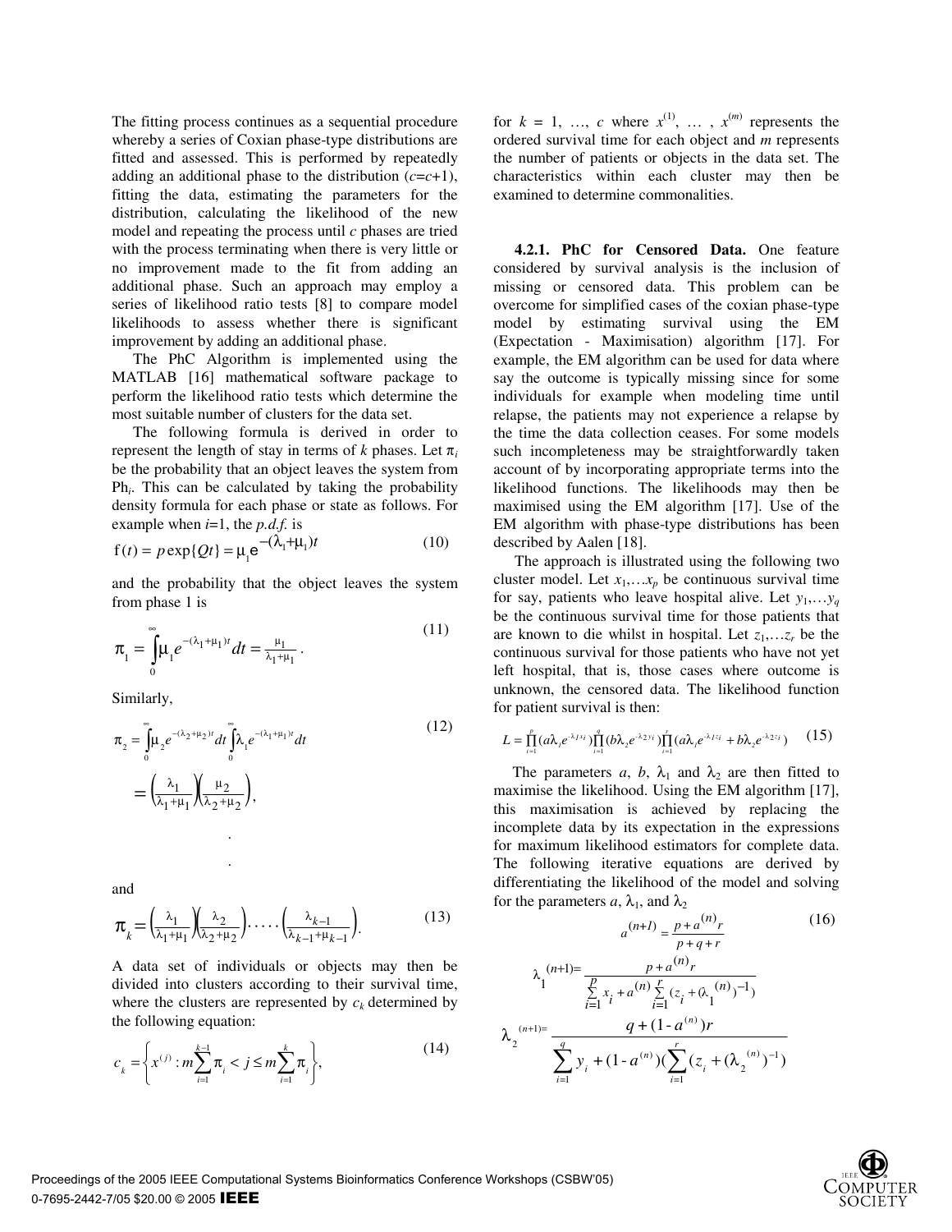The fitting process continues as a sequential procedure whereby a series of Coxian phase-type distributions are fitted and assessed. This is performed by repeatedly adding an additional phase to the distribution ($c$=$c$+1), fitting the data, estimating the parameters for the distribution, calculating the likelihood of the new model and repeating the process until $c$ phases are tried with the process terminating when there is very little or no improvement made to the fit from adding an additional phase. Such an approach may employ a series of likelihood ratio tests [8] to compare model likelihoods to assess whether there is significant improvement by adding an additional phase.

The PhC Algorithm is implemented using the MATLAB [16] mathematical software package to perform the likelihood ratio tests which determine the most suitable number of clusters for the data set.

The following formula is derived in order to represent the length of stay in terms of $k$ phases. Let $\pi_i$ be the probability that an object leaves the system from $\text{Ph}_i$. This can be calculated by taking the probability density formula for each phase or state as follows. For example when $i$=1, the *p.d.f.* is

$$f(t) = p\exp\{Qt\} = \mu_1 e^{-(\lambda_1+\mu_1)t} \quad (10)$$

and the probability that the object leaves the system from phase 1 is

$$\pi_1 = \int_0^\infty \mu_1 e^{-(\lambda_1+\mu_1)t}dt = \frac{\mu_1}{\lambda_1+\mu_1}. \quad (11)$$

Similarly,

$$\pi_2 = \int_0^\infty \mu_2 e^{-(\lambda_2+\mu_2)t}dt \int_0^\infty \lambda_1 e^{-(\lambda_1+\mu_1)t}dt \quad (12)$$

$$= \left(\frac{\lambda_1}{\lambda_1+\mu_1}\right)\left(\frac{\mu_2}{\lambda_2+\mu_2}\right),$$

.

.

and

$$\pi_k = \left(\frac{\lambda_1}{\lambda_1+\mu_1}\right)\left(\frac{\lambda_2}{\lambda_2+\mu_2}\right)\cdot\ldots\cdot\left(\frac{\lambda_{k-1}}{\lambda_{k-1}+\mu_{k-1}}\right). \quad (13)$$

A data set of individuals or objects may then be divided into clusters according to their survival time, where the clusters are represented by $c_k$ determined by the following equation:

$$c_k = \left\{x^{(j)} : m\sum_{i=1}^{k-1}\pi_i < j \le m\sum_{i=1}^{k}\pi_i\right\}, \quad (14)$$

for $k$ = 1, …, $c$ where $x^{(1)}$, … , $x^{(m)}$ represents the ordered survival time for each object and $m$ represents the number of patients or objects in the data set. The characteristics within each cluster may then be examined to determine commonalities.

**4.2.1. PhC for Censored Data.** One feature considered by survival analysis is the inclusion of missing or censored data. This problem can be overcome for simplified cases of the coxian phase-type model by estimating survival using the EM (Expectation - Maximisation) algorithm [17]. For example, the EM algorithm can be used for data where say the outcome is typically missing since for some individuals for example when modeling time until relapse, the patients may not experience a relapse by the time the data collection ceases. For some models such incompleteness may be straightforwardly taken account of by incorporating appropriate terms into the likelihood functions. The likelihoods may then be maximised using the EM algorithm [17]. Use of the EM algorithm with phase-type distributions has been described by Aalen [18].

The approach is illustrated using the following two cluster model. Let $x_1,\ldots x_p$ be continuous survival time for say, patients who leave hospital alive. Let $y_1,\ldots y_q$ be the continuous survival time for those patients that are known to die whilst in hospital. Let $z_1,\ldots z_r$ be the continuous survival for those patients who have not yet left hospital, that is, those cases where outcome is unknown, the censored data. The likelihood function for patient survival is then:

$$L = \prod_{i=1}^{p}(a\lambda_1 e^{-\lambda_1 x_i})\prod_{i=1}^{q}(b\lambda_2 e^{-\lambda_2 y_i})\prod_{i=1}^{r}(a\lambda_1 e^{-\lambda_1 z_i} + b\lambda_2 e^{-\lambda_2 z_i}) \quad (15)$$

The parameters $a$, $b$, $\lambda_1$ and $\lambda_2$ are then fitted to maximise the likelihood. Using the EM algorithm [17], this maximisation is achieved by replacing the incomplete data by its expectation in the expressions for maximum likelihood estimators for complete data. The following iterative equations are derived by differentiating the likelihood of the model and solving for the parameters $a$, $\lambda_1$, and $\lambda_2$

$$a^{(n+1)} = \frac{p + a^{(n)}r}{p+q+r} \quad (16)$$

$$\lambda_1^{(n+1)} = \frac{p + a^{(n)}r}{\sum_{i=1}^{p} x_i + a^{(n)}\sum_{i=1}^{r}(z_i + (\lambda_1^{(n)})^{-1})}$$

$$\lambda_2^{(n+1)} = \frac{q + (1 - a^{(n)})r}{\sum_{i=1}^{q} y_i + (1 - a^{(n)})(\sum_{i=1}^{r}(z_i + (\lambda_2^{(n)})^{-1})}$$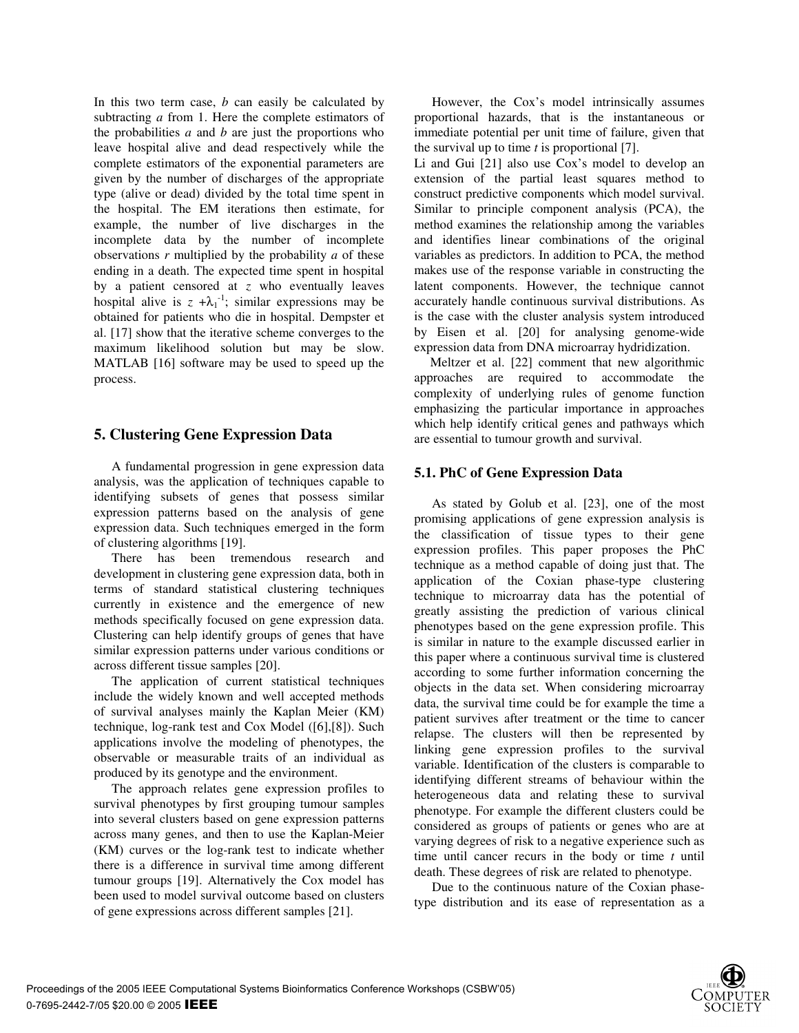In this two term case, $b$ can easily be calculated by subtracting $a$ from 1. Here the complete estimators of the probabilities $a$ and $b$ are just the proportions who leave hospital alive and dead respectively while the complete estimators of the exponential parameters are given by the number of discharges of the appropriate type (alive or dead) divided by the total time spent in the hospital. The EM iterations then estimate, for example, the number of live discharges in the incomplete data by the number of incomplete observations $r$ multiplied by the probability $a$ of these ending in a death. The expected time spent in hospital by a patient censored at $z$ who eventually leaves hospital alive is $z + \lambda_1^{-1}$; similar expressions may be obtained for patients who die in hospital. Dempster et al. [17] show that the iterative scheme converges to the maximum likelihood solution but may be slow. MATLAB [16] software may be used to speed up the process.

## 5. Clustering Gene Expression Data

A fundamental progression in gene expression data analysis, was the application of techniques capable to identifying subsets of genes that possess similar expression patterns based on the analysis of gene expression data. Such techniques emerged in the form of clustering algorithms [19].

There has been tremendous research and development in clustering gene expression data, both in terms of standard statistical clustering techniques currently in existence and the emergence of new methods specifically focused on gene expression data. Clustering can help identify groups of genes that have similar expression patterns under various conditions or across different tissue samples [20].

The application of current statistical techniques include the widely known and well accepted methods of survival analyses mainly the Kaplan Meier (KM) technique, log-rank test and Cox Model ([6],[8]). Such applications involve the modeling of phenotypes, the observable or measurable traits of an individual as produced by its genotype and the environment.

The approach relates gene expression profiles to survival phenotypes by first grouping tumour samples into several clusters based on gene expression patterns across many genes, and then to use the Kaplan-Meier (KM) curves or the log-rank test to indicate whether there is a difference in survival time among different tumour groups [19]. Alternatively the Cox model has been used to model survival outcome based on clusters of gene expressions across different samples [21].

However, the Cox's model intrinsically assumes proportional hazards, that is the instantaneous or immediate potential per unit time of failure, given that the survival up to time $t$ is proportional [7].

Li and Gui [21] also use Cox's model to develop an extension of the partial least squares method to construct predictive components which model survival. Similar to principle component analysis (PCA), the method examines the relationship among the variables and identifies linear combinations of the original variables as predictors. In addition to PCA, the method makes use of the response variable in constructing the latent components. However, the technique cannot accurately handle continuous survival distributions. As is the case with the cluster analysis system introduced by Eisen et al. [20] for analysing genome-wide expression data from DNA microarray hydridization.

Meltzer et al. [22] comment that new algorithmic approaches are required to accommodate the complexity of underlying rules of genome function emphasizing the particular importance in approaches which help identify critical genes and pathways which are essential to tumour growth and survival.

### 5.1. PhC of Gene Expression Data

As stated by Golub et al. [23], one of the most promising applications of gene expression analysis is the classification of tissue types to their gene expression profiles. This paper proposes the PhC technique as a method capable of doing just that. The application of the Coxian phase-type clustering technique to microarray data has the potential of greatly assisting the prediction of various clinical phenotypes based on the gene expression profile. This is similar in nature to the example discussed earlier in this paper where a continuous survival time is clustered according to some further information concerning the objects in the data set. When considering microarray data, the survival time could be for example the time a patient survives after treatment or the time to cancer relapse. The clusters will then be represented by linking gene expression profiles to the survival variable. Identification of the clusters is comparable to identifying different streams of behaviour within the heterogeneous data and relating these to survival phenotype. For example the different clusters could be considered as groups of patients or genes who are at varying degrees of risk to a negative experience such as time until cancer recurs in the body or time $t$ until death. These degrees of risk are related to phenotype.

Due to the continuous nature of the Coxian phase-type distribution and its ease of representation as a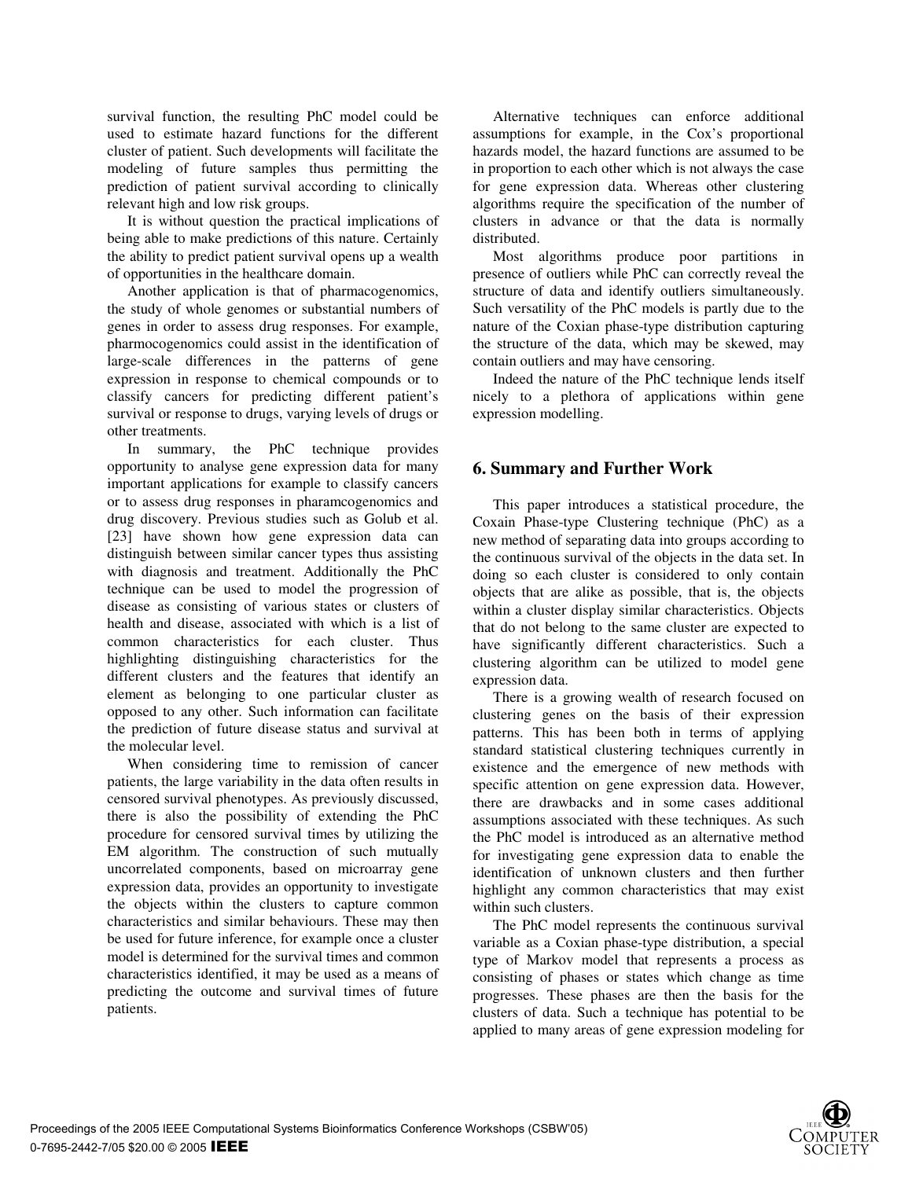survival function, the resulting PhC model could be used to estimate hazard functions for the different cluster of patient. Such developments will facilitate the modeling of future samples thus permitting the prediction of patient survival according to clinically relevant high and low risk groups.

It is without question the practical implications of being able to make predictions of this nature. Certainly the ability to predict patient survival opens up a wealth of opportunities in the healthcare domain.

Another application is that of pharmacogenomics, the study of whole genomes or substantial numbers of genes in order to assess drug responses. For example, pharmocogenomics could assist in the identification of large-scale differences in the patterns of gene expression in response to chemical compounds or to classify cancers for predicting different patient's survival or response to drugs, varying levels of drugs or other treatments.

In summary, the PhC technique provides opportunity to analyse gene expression data for many important applications for example to classify cancers or to assess drug responses in pharamcogenomics and drug discovery. Previous studies such as Golub et al. [23] have shown how gene expression data can distinguish between similar cancer types thus assisting with diagnosis and treatment. Additionally the PhC technique can be used to model the progression of disease as consisting of various states or clusters of health and disease, associated with which is a list of common characteristics for each cluster. Thus highlighting distinguishing characteristics for the different clusters and the features that identify an element as belonging to one particular cluster as opposed to any other. Such information can facilitate the prediction of future disease status and survival at the molecular level.

When considering time to remission of cancer patients, the large variability in the data often results in censored survival phenotypes. As previously discussed, there is also the possibility of extending the PhC procedure for censored survival times by utilizing the EM algorithm. The construction of such mutually uncorrelated components, based on microarray gene expression data, provides an opportunity to investigate the objects within the clusters to capture common characteristics and similar behaviours. These may then be used for future inference, for example once a cluster model is determined for the survival times and common characteristics identified, it may be used as a means of predicting the outcome and survival times of future patients.

Alternative techniques can enforce additional assumptions for example, in the Cox's proportional hazards model, the hazard functions are assumed to be in proportion to each other which is not always the case for gene expression data. Whereas other clustering algorithms require the specification of the number of clusters in advance or that the data is normally distributed.

Most algorithms produce poor partitions in presence of outliers while PhC can correctly reveal the structure of data and identify outliers simultaneously. Such versatility of the PhC models is partly due to the nature of the Coxian phase-type distribution capturing the structure of the data, which may be skewed, may contain outliers and may have censoring.

Indeed the nature of the PhC technique lends itself nicely to a plethora of applications within gene expression modelling.

## 6. Summary and Further Work

This paper introduces a statistical procedure, the Coxain Phase-type Clustering technique (PhC) as a new method of separating data into groups according to the continuous survival of the objects in the data set. In doing so each cluster is considered to only contain objects that are alike as possible, that is, the objects within a cluster display similar characteristics. Objects that do not belong to the same cluster are expected to have significantly different characteristics. Such a clustering algorithm can be utilized to model gene expression data.

There is a growing wealth of research focused on clustering genes on the basis of their expression patterns. This has been both in terms of applying standard statistical clustering techniques currently in existence and the emergence of new methods with specific attention on gene expression data. However, there are drawbacks and in some cases additional assumptions associated with these techniques. As such the PhC model is introduced as an alternative method for investigating gene expression data to enable the identification of unknown clusters and then further highlight any common characteristics that may exist within such clusters.

The PhC model represents the continuous survival variable as a Coxian phase-type distribution, a special type of Markov model that represents a process as consisting of phases or states which change as time progresses. These phases are then the basis for the clusters of data. Such a technique has potential to be applied to many areas of gene expression modeling for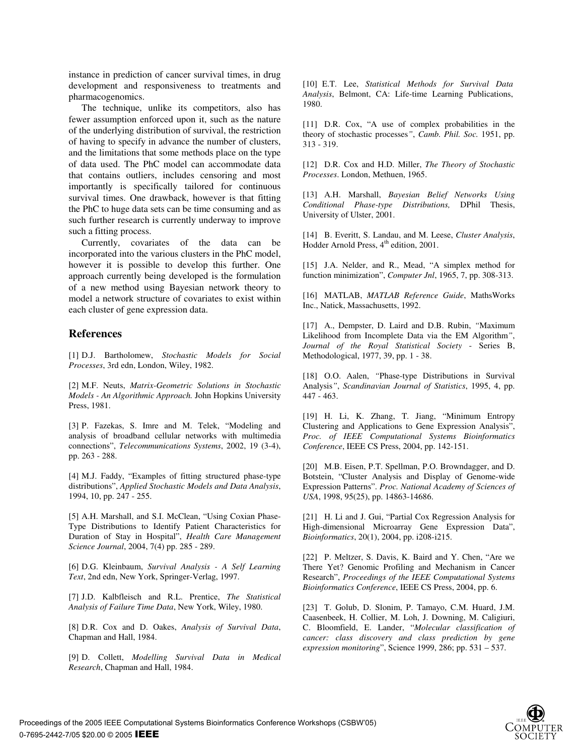instance in prediction of cancer survival times, in drug development and responsiveness to treatments and pharmacogenomics.

The technique, unlike its competitors, also has fewer assumption enforced upon it, such as the nature of the underlying distribution of survival, the restriction of having to specify in advance the number of clusters, and the limitations that some methods place on the type of data used. The PhC model can accommodate data that contains outliers, includes censoring and most importantly is specifically tailored for continuous survival times. One drawback, however is that fitting the PhC to huge data sets can be time consuming and as such further research is currently underway to improve such a fitting process.

Currently, covariates of the data can be incorporated into the various clusters in the PhC model, however it is possible to develop this further. One approach currently being developed is the formulation of a new method using Bayesian network theory to model a network structure of covariates to exist within each cluster of gene expression data.

## References

[1] D.J. Bartholomew, *Stochastic Models for Social Processes*, 3rd edn, London, Wiley, 1982.

[2] M.F. Neuts, *Matrix-Geometric Solutions in Stochastic Models - An Algorithmic Approach.* John Hopkins University Press, 1981.

[3] P. Fazekas, S. Imre and M. Telek, "Modeling and analysis of broadband cellular networks with multimedia connections", *Telecommunications Systems*, 2002, 19 (3-4), pp. 263 - 288.

[4] M.J. Faddy, "Examples of fitting structured phase-type distributions", *Applied Stochastic Models and Data Analysis*, 1994, 10, pp. 247 - 255.

[5] A.H. Marshall, and S.I. McClean, "Using Coxian Phase-Type Distributions to Identify Patient Characteristics for Duration of Stay in Hospital", *Health Care Management Science Journal*, 2004, 7(4) pp. 285 - 289.

[6] D.G. Kleinbaum, *Survival Analysis - A Self Learning Text*, 2nd edn, New York, Springer-Verlag, 1997.

[7] J.D. Kalbfleisch and R.L. Prentice, *The Statistical Analysis of Failure Time Data*, New York, Wiley, 1980.

[8] D.R. Cox and D. Oakes, *Analysis of Survival Data*, Chapman and Hall, 1984.

[9] D. Collett, *Modelling Survival Data in Medical Research*, Chapman and Hall, 1984.

[10] E.T. Lee, *Statistical Methods for Survival Data Analysis*, Belmont, CA: Life-time Learning Publications, 1980.

[11] D.R. Cox, "A use of complex probabilities in the theory of stochastic processes", *Camb. Phil. Soc.* 1951, pp. 313 - 319.

[12] D.R. Cox and H.D. Miller, *The Theory of Stochastic Processes*. London, Methuen, 1965.

[13] A.H. Marshall, *Bayesian Belief Networks Using Conditional Phase-type Distributions,* DPhil Thesis, University of Ulster, 2001.

[14] B. Everitt, S. Landau, and M. Leese, *Cluster Analysis*, Hodder Arnold Press, 4th edition, 2001.

[15] J.A. Nelder, and R., Mead, "A simplex method for function minimization", *Computer Jnl*, 1965, 7, pp. 308-313.

[16] MATLAB, *MATLAB Reference Guide*, MathsWorks Inc., Natick, Massachusetts, 1992.

[17] A., Dempster, D. Laird and D.B. Rubin, "Maximum Likelihood from Incomplete Data via the EM Algorithm", *Journal of the Royal Statistical Society* - Series B, Methodological, 1977, 39, pp. 1 - 38.

[18] O.O. Aalen, "Phase-type Distributions in Survival Analysis", *Scandinavian Journal of Statistics*, 1995, 4, pp. 447 - 463.

[19] H. Li, K. Zhang, T. Jiang, "Minimum Entropy Clustering and Applications to Gene Expression Analysis", *Proc. of IEEE Computational Systems Bioinformatics Conference*, IEEE CS Press, 2004, pp. 142-151.

[20] M.B. Eisen, P.T. Spellman, P.O. Browndagger, and D. Botstein, "Cluster Analysis and Display of Genome-wide Expression Patterns". *Proc. National Academy of Sciences of USA*, 1998, 95(25), pp. 14863-14686.

[21] H. Li and J. Gui, "Partial Cox Regression Analysis for High-dimensional Microarray Gene Expression Data", *Bioinformatics*, 20(1), 2004, pp. i208-i215.

[22] P. Meltzer, S. Davis, K. Baird and Y. Chen, "Are we There Yet? Genomic Profiling and Mechanism in Cancer Research", *Proceedings of the IEEE Computational Systems Bioinformatics Conference*, IEEE CS Press, 2004, pp. 6.

[23] T. Golub, D. Slonim, P. Tamayo, C.M. Huard, J.M. Caasenbeek, H. Collier, M. Loh, J. Downing, M. Caligiuri, C. Bloomfield, E. Lander, "*Molecular classification of cancer: class discovery and class prediction by gene expression monitoring*", Science 1999, 286; pp. 531 – 537.